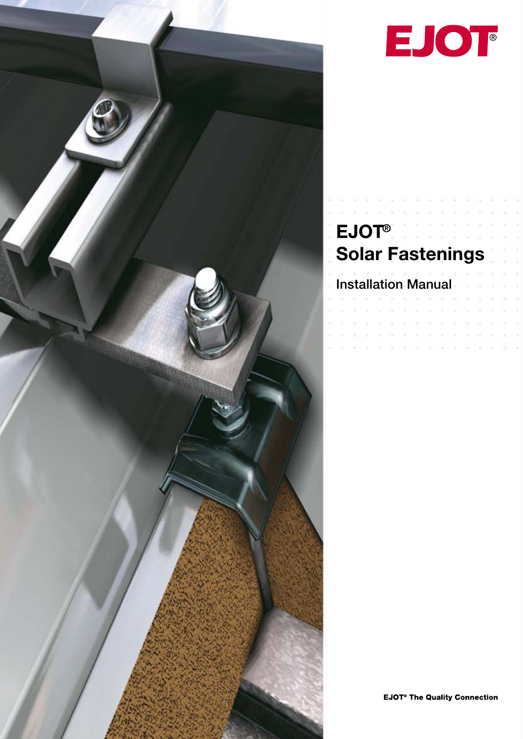EJOT®

# EJOT® Solar Fastenings

Installation Manual

**EJOT® The Quality Connection**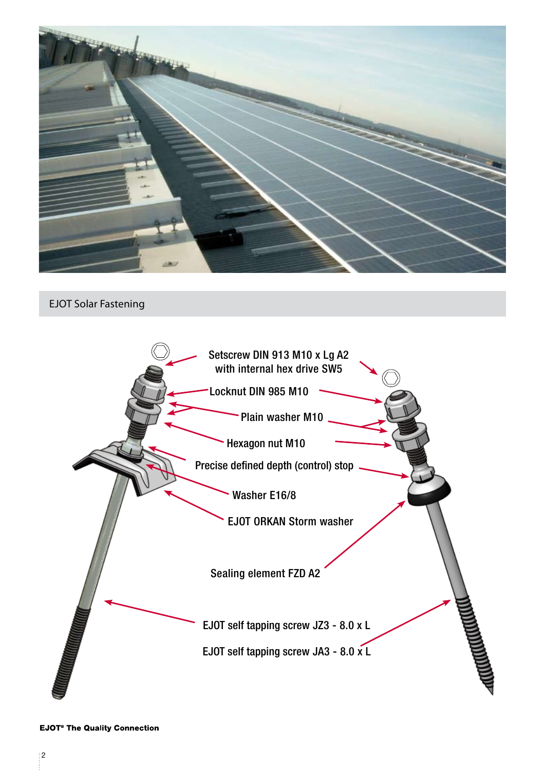## EJOT Solar Fastening

Setscrew DIN 913 M10 x Lg A2
with internal hex drive SW5

Locknut DIN 985 M10

Plain washer M10

Hexagon nut M10

Precise defined depth (control) stop

Washer E16/8

EJOT ORKAN Storm washer

Sealing element FZD A2

EJOT self tapping screw JZ3 - 8.0 x L

EJOT self tapping screw JA3 - 8.0 x L

**EJOT® The Quality Connection**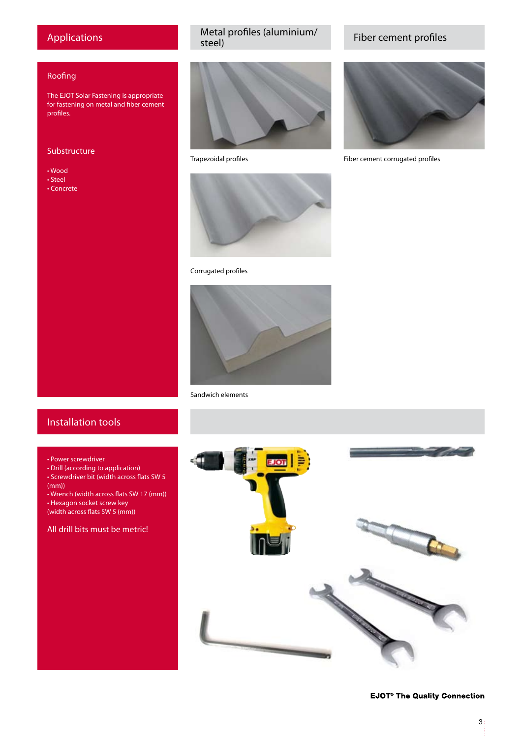## Applications

### Roofing

The EJOT Solar Fastening is appropriate for fastening on metal and fiber cement profiles.

### Substructure

- Wood
- Steel
- Concrete

## Metal profiles (aluminium/steel)

Trapezoidal profiles

Corrugated profiles

Sandwich elements

## Fiber cement profiles

Fiber cement corrugated profiles

## Installation tools

- Power screwdriver
- Drill (according to application)
- Screwdriver bit (width across flats SW 5 (mm))
- Wrench (width across flats SW 17 (mm))
- Hexagon socket screw key (width across flats SW 5 (mm))

All drill bits must be metric!

**EJOT® The Quality Connection**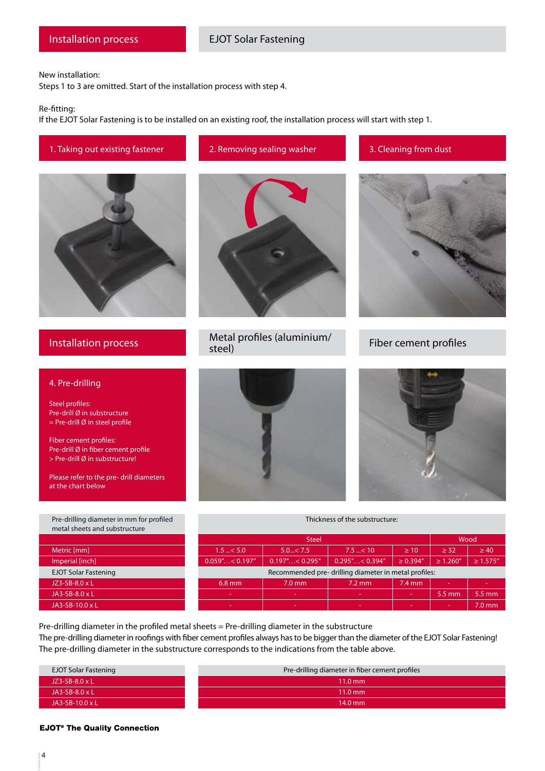## Installation process

## EJOT Solar Fastening

New installation:
Steps 1 to 3 are omitted. Start of the installation process with step 4.

Re-fitting:
If the EJOT Solar Fastening is to be installed on an existing roof, the installation process will start with step 1.

### 1. Taking out existing fastener

### 2. Removing sealing washer

### 3. Cleaning from dust

## Installation process

### Metal profiles (aluminium/ steel)

### Fiber cement profiles

### 4. Pre-drilling

Steel profiles:
Pre-drill Ø in substructure
= Pre-drill Ø in steel profile

Fiber cement profiles:
Pre-drill Ø in fiber cement profile
> Pre-drill Ø in substructure!

Please refer to the pre- drill diameters at the chart below

| Pre-drilling diameter in mm for profiled metal sheets and substructure | Thickness of the substructure: | | | | | |
|---|---|---|---|---|---|---|
| | Steel | | | | Wood | |
| Metric [mm] | 1.5 ...< 5.0 | 5.0...< 7.5 | 7.5 ...< 10 | ≥ 10 | ≥ 32 | ≥ 40 |
| Imperial [inch] | 0.059"…< 0.197" | 0.197"…< 0.295" | 0.295"…< 0.394" | ≥ 0.394" | ≥ 1.260" | ≥ 1.575" |
| EJOT Solar Fastening | Recommended pre- drilling diameter in metal profiles: | | | | | |
| JZ3-SB-8.0 x L | 6.8 mm | 7.0 mm | 7.2 mm | 7.4 mm | - | - |
| JA3-SB-8.0 x L | - | - | - | - | 5.5 mm | 5.5 mm |
| JA3-SB-10.0 x L | - | - | - | - | - | 7.0 mm |

Pre-drilling diameter in the profiled metal sheets = Pre-drilling diameter in the substructure
The pre-drilling diameter in roofings with fiber cement profiles always has to be bigger than the diameter of the EJOT Solar Fastening!
The pre-drilling diameter in the substructure corresponds to the indications from the table above.

| EJOT Solar Fastening | Pre-drilling diameter in fiber cement profiles |
|---|---|
| JZ3-SB-8.0 x L | 11.0 mm |
| JA3-SB-8.0 x L | 11.0 mm |
| JA3-SB-10.0 x L | 14.0 mm |

**EJOT® The Quality Connection**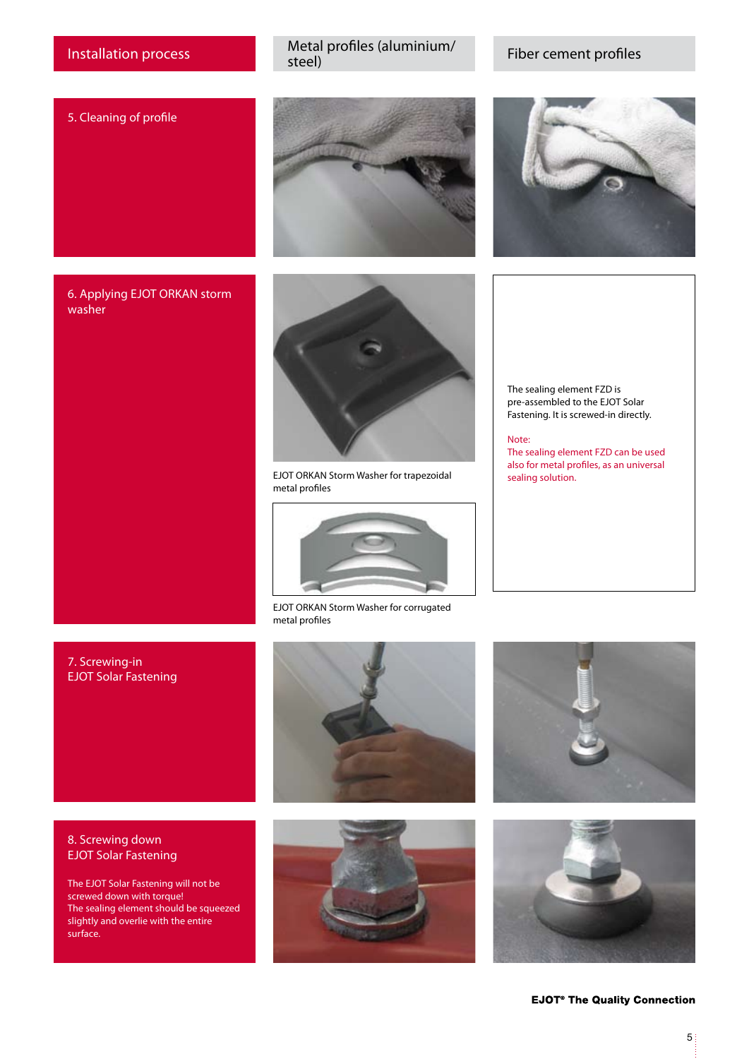| Installation process | Metal profiles (aluminium/steel) | Fiber cement profiles |
|---|---|---|
| 5. Cleaning of profile | | |
| 6. Applying EJOT ORKAN storm washer | EJOT ORKAN Storm Washer for trapezoidal metal profiles<br><br>EJOT ORKAN Storm Washer for corrugated metal profiles | The sealing element FZD is pre-assembled to the EJOT Solar Fastening. It is screwed-in directly.<br><br>Note:<br>The sealing element FZD can be used also for metal profiles, as an universal sealing solution. |
| 7. Screwing-in EJOT Solar Fastening | | |
| 8. Screwing down EJOT Solar Fastening<br><br>The EJOT Solar Fastening will not be screwed down with torque!<br>The sealing element should be squeezed slightly and overlie with the entire surface. | | |

**EJOT® The Quality Connection**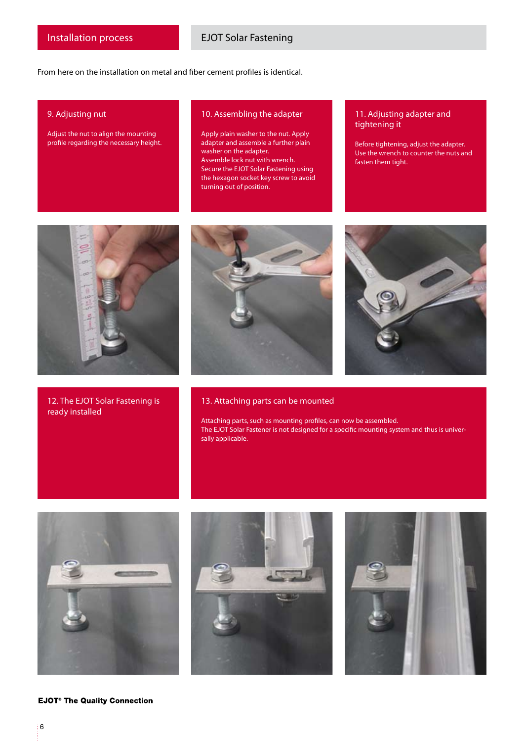# Installation process

## EJOT Solar Fastening

From here on the installation on metal and fiber cement profiles is identical.

### 9. Adjusting nut

Adjust the nut to align the mounting profile regarding the necessary height.

### 10. Assembling the adapter

Apply plain washer to the nut. Apply adapter and assemble a further plain washer on the adapter.
Assemble lock nut with wrench.
Secure the EJOT Solar Fastening using the hexagon socket key screw to avoid turning out of position.

### 11. Adjusting adapter and tightening it

Before tightening, adjust the adapter.
Use the wrench to counter the nuts and fasten them tight.

### 12. The EJOT Solar Fastening is ready installed

### 13. Attaching parts can be mounted

Attaching parts, such as mounting profiles, can now be assembled.
The EJOT Solar Fastener is not designed for a specific mounting system and thus is universally applicable.

**EJOT® The Quality Connection**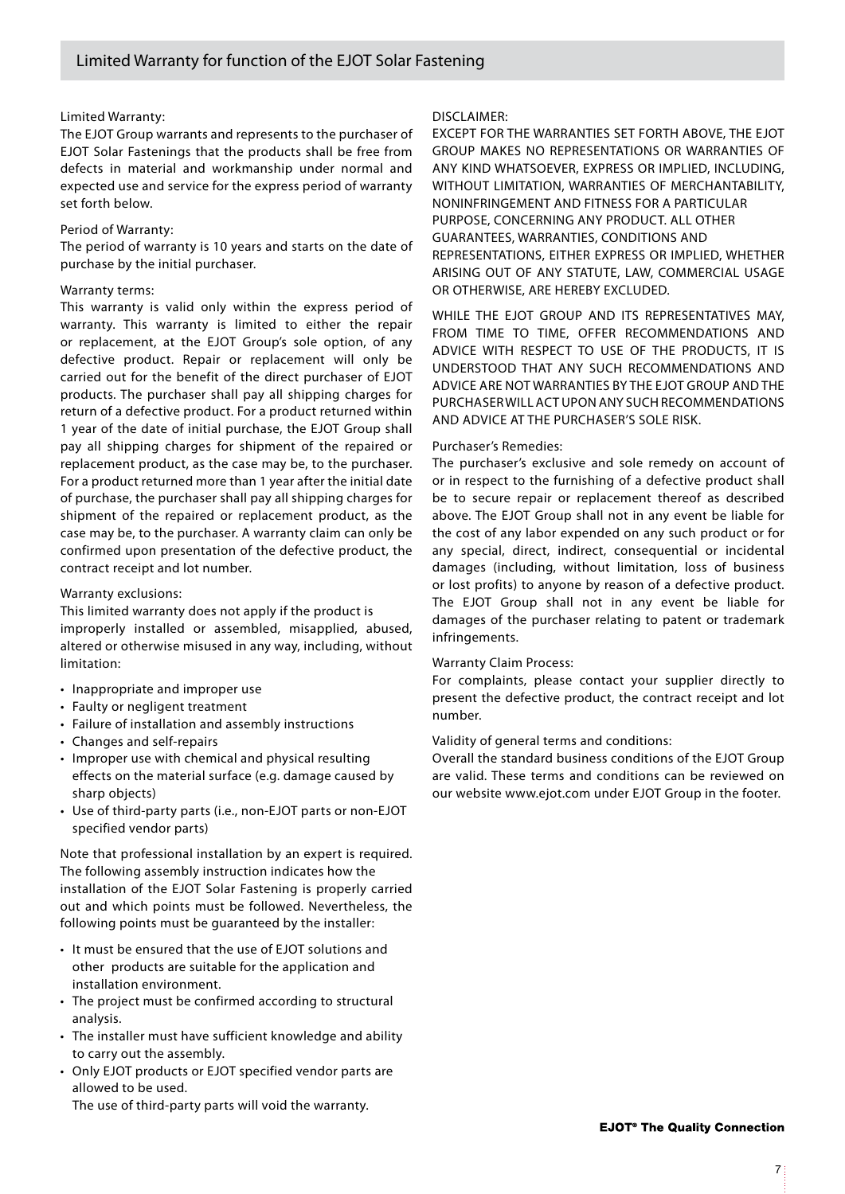## Limited Warranty for function of the EJOT Solar Fastening

Limited Warranty:
The EJOT Group warrants and represents to the purchaser of EJOT Solar Fastenings that the products shall be free from defects in material and workmanship under normal and expected use and service for the express period of warranty set forth below.

Period of Warranty:
The period of warranty is 10 years and starts on the date of purchase by the initial purchaser.

Warranty terms:
This warranty is valid only within the express period of warranty. This warranty is limited to either the repair or replacement, at the EJOT Group's sole option, of any defective product. Repair or replacement will only be carried out for the benefit of the direct purchaser of EJOT products. The purchaser shall pay all shipping charges for return of a defective product. For a product returned within 1 year of the date of initial purchase, the EJOT Group shall pay all shipping charges for shipment of the repaired or replacement product, as the case may be, to the purchaser. For a product returned more than 1 year after the initial date of purchase, the purchaser shall pay all shipping charges for shipment of the repaired or replacement product, as the case may be, to the purchaser. A warranty claim can only be confirmed upon presentation of the defective product, the contract receipt and lot number.

Warranty exclusions:
This limited warranty does not apply if the product is improperly installed or assembled, misapplied, abused, altered or otherwise misused in any way, including, without limitation:

- Inappropriate and improper use
- Faulty or negligent treatment
- Failure of installation and assembly instructions
- Changes and self-repairs
- Improper use with chemical and physical resulting effects on the material surface (e.g. damage caused by sharp objects)
- Use of third-party parts (i.e., non-EJOT parts or non-EJOT specified vendor parts)

Note that professional installation by an expert is required. The following assembly instruction indicates how the installation of the EJOT Solar Fastening is properly carried out and which points must be followed. Nevertheless, the following points must be guaranteed by the installer:

- It must be ensured that the use of EJOT solutions and other products are suitable for the application and installation environment.
- The project must be confirmed according to structural analysis.
- The installer must have sufficient knowledge and ability to carry out the assembly.
- Only EJOT products or EJOT specified vendor parts are allowed to be used.
  The use of third-party parts will void the warranty.

DISCLAIMER:
EXCEPT FOR THE WARRANTIES SET FORTH ABOVE, THE EJOT GROUP MAKES NO REPRESENTATIONS OR WARRANTIES OF ANY KIND WHATSOEVER, EXPRESS OR IMPLIED, INCLUDING, WITHOUT LIMITATION, WARRANTIES OF MERCHANTABILITY, NONINFRINGEMENT AND FITNESS FOR A PARTICULAR PURPOSE, CONCERNING ANY PRODUCT. ALL OTHER GUARANTEES, WARRANTIES, CONDITIONS AND REPRESENTATIONS, EITHER EXPRESS OR IMPLIED, WHETHER ARISING OUT OF ANY STATUTE, LAW, COMMERCIAL USAGE OR OTHERWISE, ARE HEREBY EXCLUDED.

WHILE THE EJOT GROUP AND ITS REPRESENTATIVES MAY, FROM TIME TO TIME, OFFER RECOMMENDATIONS AND ADVICE WITH RESPECT TO USE OF THE PRODUCTS, IT IS UNDERSTOOD THAT ANY SUCH RECOMMENDATIONS AND ADVICE ARE NOT WARRANTIES BY THE EJOT GROUP AND THE PURCHASER WILL ACT UPON ANY SUCH RECOMMENDATIONS AND ADVICE AT THE PURCHASER'S SOLE RISK.

Purchaser's Remedies:
The purchaser's exclusive and sole remedy on account of or in respect to the furnishing of a defective product shall be to secure repair or replacement thereof as described above. The EJOT Group shall not in any event be liable for the cost of any labor expended on any such product or for any special, direct, indirect, consequential or incidental damages (including, without limitation, loss of business or lost profits) to anyone by reason of a defective product. The EJOT Group shall not in any event be liable for damages of the purchaser relating to patent or trademark infringements.

Warranty Claim Process:
For complaints, please contact your supplier directly to present the defective product, the contract receipt and lot number.

Validity of general terms and conditions:
Overall the standard business conditions of the EJOT Group are valid. These terms and conditions can be reviewed on our website www.ejot.com under EJOT Group in the footer.

**EJOT® The Quality Connection**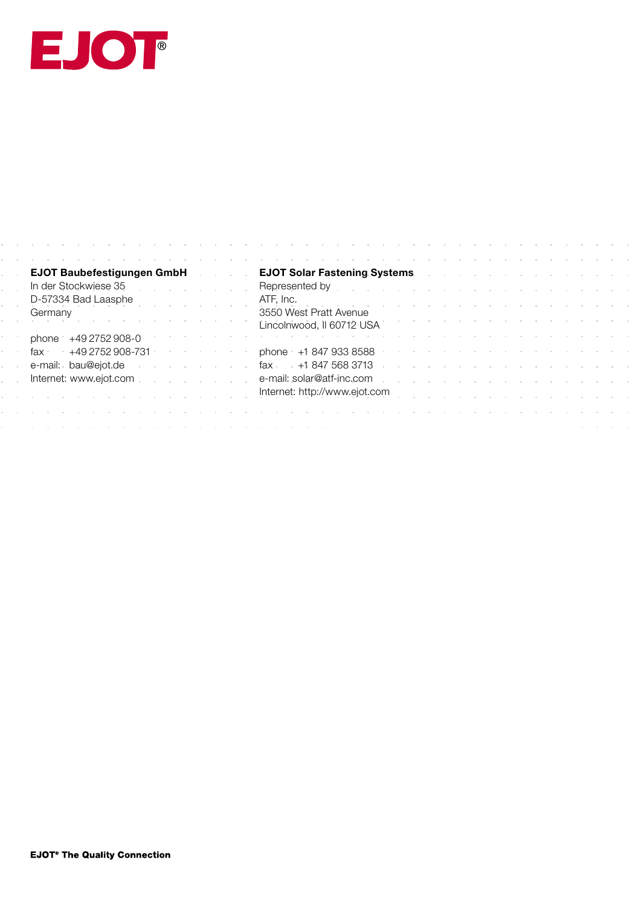EJOT®

**EJOT Baubefestigungen GmbH**
In der Stockwiese 35
D-57334 Bad Laasphe
Germany

phone +49 2752 908-0
fax +49 2752 908-731
e-mail: bau@ejot.de
Internet: www.ejot.com

**EJOT Solar Fastening Systems**
Represented by
ATF, Inc.
3550 West Pratt Avenue
Lincolnwood, Il 60712 USA

phone +1 847 933 8588
fax +1 847 568 3713
e-mail: solar@atf-inc.com
Internet: http://www.ejot.com

**EJOT® The Quality Connection**